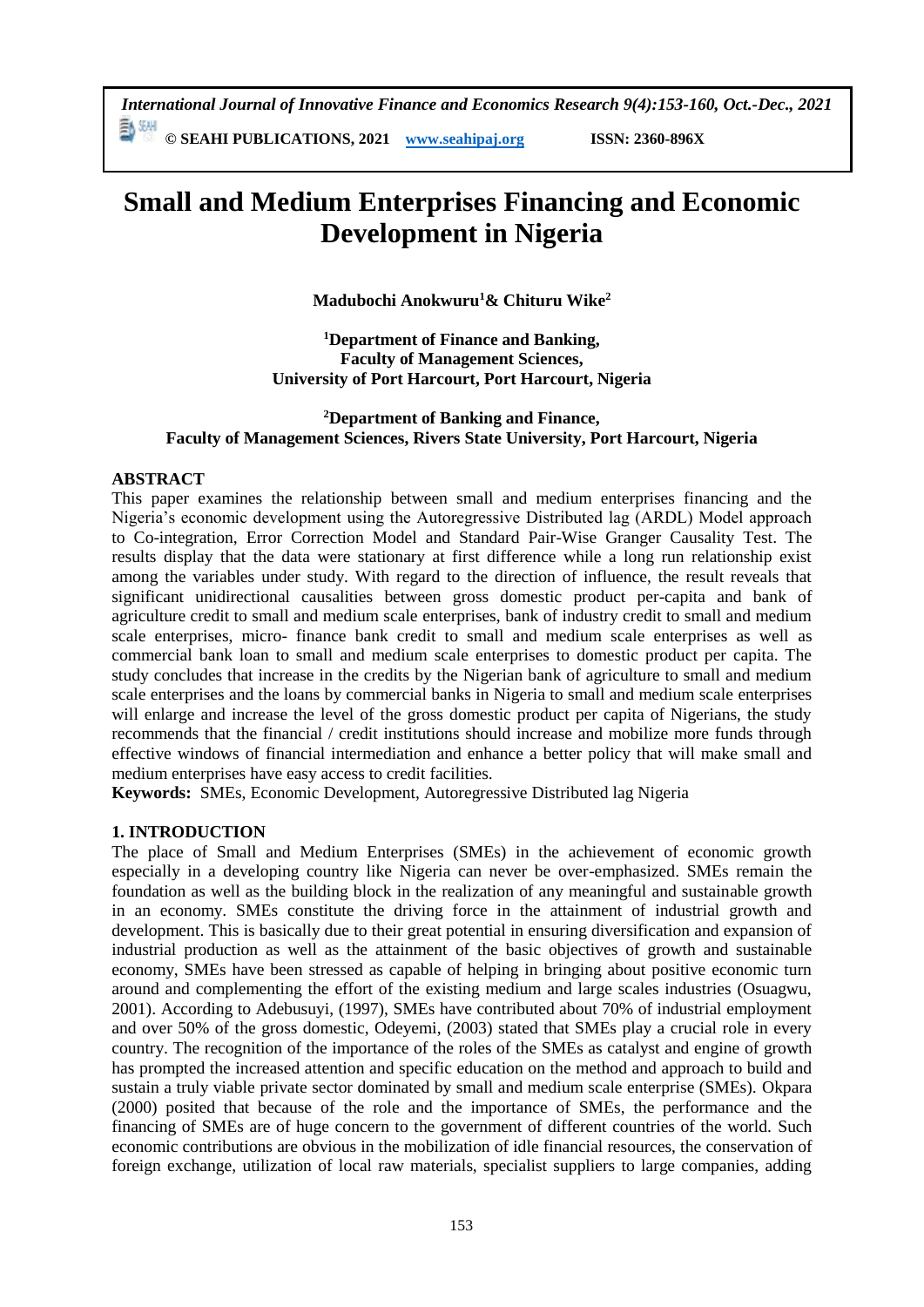# Small and Medium Enterprises Financing and Economic Development in Nigeria

**Madubochi Anokwuru[1] & Chituru Wike[2]**

**[1]Department of Finance and Banking, Faculty of Management Sciences, University of Port Harcourt, Port Harcourt, Nigeria**

**[2]Department of Banking and Finance, Faculty of Management Sciences, Rivers State University, Port Harcourt, Nigeria**

## ABSTRACT

This paper examines the relationship between small and medium enterprises financing and the Nigeria's economic development using the Autoregressive Distributed lag (ARDL) Model approach to Co-integration, Error Correction Model and Standard Pair-Wise Granger Causality Test. The results display that the data were stationary at first difference while a long run relationship exist among the variables under study. With regard to the direction of influence, the result reveals that significant unidirectional causalities between gross domestic product per-capita and bank of agriculture credit to small and medium scale enterprises, bank of industry credit to small and medium scale enterprises, micro- finance bank credit to small and medium scale enterprises as well as commercial bank loan to small and medium scale enterprises to domestic product per capita. The study concludes that increase in the credits by the Nigerian bank of agriculture to small and medium scale enterprises and the loans by commercial banks in Nigeria to small and medium scale enterprises will enlarge and increase the level of the gross domestic product per capita of Nigerians, the study recommends that the financial / credit institutions should increase and mobilize more funds through effective windows of financial intermediation and enhance a better policy that will make small and medium enterprises have easy access to credit facilities.

**Keywords:** SMEs, Economic Development, Autoregressive Distributed lag Nigeria

## 1. INTRODUCTION

The place of Small and Medium Enterprises (SMEs) in the achievement of economic growth especially in a developing country like Nigeria can never be over-emphasized. SMEs remain the foundation as well as the building block in the realization of any meaningful and sustainable growth in an economy. SMEs constitute the driving force in the attainment of industrial growth and development. This is basically due to their great potential in ensuring diversification and expansion of industrial production as well as the attainment of the basic objectives of growth and sustainable economy, SMEs have been stressed as capable of helping in bringing about positive economic turn around and complementing the effort of the existing medium and large scales industries (Osuagwu, 2001). According to Adebusuyi, (1997), SMEs have contributed about 70% of industrial employment and over 50% of the gross domestic, Odeyemi, (2003) stated that SMEs play a crucial role in every country. The recognition of the importance of the roles of the SMEs as catalyst and engine of growth has prompted the increased attention and specific education on the method and approach to build and sustain a truly viable private sector dominated by small and medium scale enterprise (SMEs). Okpara (2000) posited that because of the role and the importance of SMEs, the performance and the financing of SMEs are of huge concern to the government of different countries of the world. Such economic contributions are obvious in the mobilization of idle financial resources, the conservation of foreign exchange, utilization of local raw materials, specialist suppliers to large companies, adding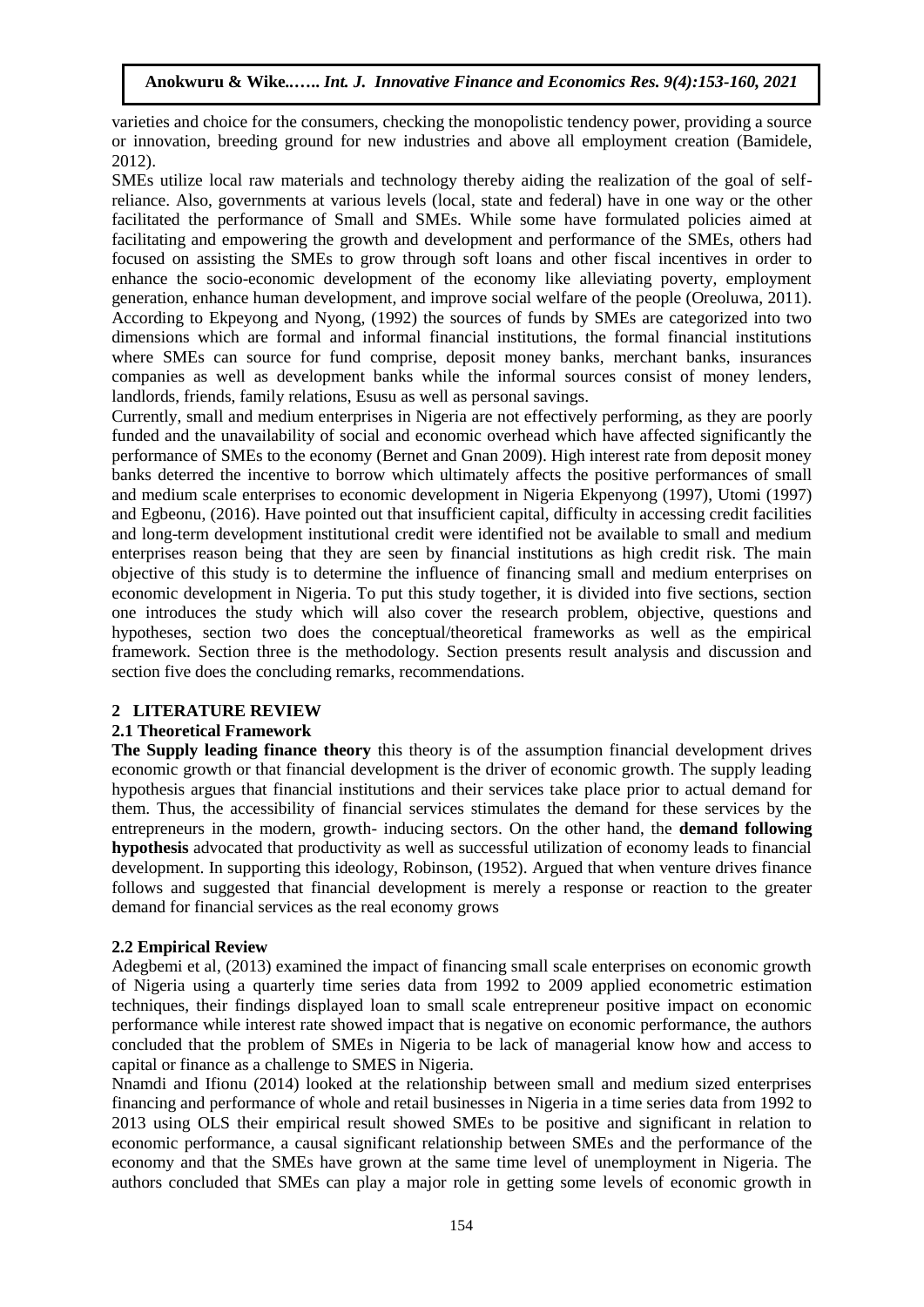varieties and choice for the consumers, checking the monopolistic tendency power, providing a source or innovation, breeding ground for new industries and above all employment creation (Bamidele, 2012).

SMEs utilize local raw materials and technology thereby aiding the realization of the goal of self-reliance. Also, governments at various levels (local, state and federal) have in one way or the other facilitated the performance of Small and SMEs. While some have formulated policies aimed at facilitating and empowering the growth and development and performance of the SMEs, others had focused on assisting the SMEs to grow through soft loans and other fiscal incentives in order to enhance the socio-economic development of the economy like alleviating poverty, employment generation, enhance human development, and improve social welfare of the people (Oreoluwa, 2011). According to Ekpeyong and Nyong, (1992) the sources of funds by SMEs are categorized into two dimensions which are formal and informal financial institutions, the formal financial institutions where SMEs can source for fund comprise, deposit money banks, merchant banks, insurances companies as well as development banks while the informal sources consist of money lenders, landlords, friends, family relations, Esusu as well as personal savings.

Currently, small and medium enterprises in Nigeria are not effectively performing, as they are poorly funded and the unavailability of social and economic overhead which have affected significantly the performance of SMEs to the economy (Bernet and Gnan 2009). High interest rate from deposit money banks deterred the incentive to borrow which ultimately affects the positive performances of small and medium scale enterprises to economic development in Nigeria Ekpenyong (1997), Utomi (1997) and Egbeonu, (2016). Have pointed out that insufficient capital, difficulty in accessing credit facilities and long-term development institutional credit were identified not be available to small and medium enterprises reason being that they are seen by financial institutions as high credit risk. The main objective of this study is to determine the influence of financing small and medium enterprises on economic development in Nigeria. To put this study together, it is divided into five sections, section one introduces the study which will also cover the research problem, objective, questions and hypotheses, section two does the conceptual/theoretical frameworks as well as the empirical framework. Section three is the methodology. Section presents result analysis and discussion and section five does the concluding remarks, recommendations.

## 2 LITERATURE REVIEW

### 2.1 Theoretical Framework

**The Supply leading finance theory** this theory is of the assumption financial development drives economic growth or that financial development is the driver of economic growth. The supply leading hypothesis argues that financial institutions and their services take place prior to actual demand for them. Thus, the accessibility of financial services stimulates the demand for these services by the entrepreneurs in the modern, growth- inducing sectors. On the other hand, the **demand following hypothesis** advocated that productivity as well as successful utilization of economy leads to financial development. In supporting this ideology, Robinson, (1952). Argued that when venture drives finance follows and suggested that financial development is merely a response or reaction to the greater demand for financial services as the real economy grows

### 2.2 Empirical Review

Adegbemi et al, (2013) examined the impact of financing small scale enterprises on economic growth of Nigeria using a quarterly time series data from 1992 to 2009 applied econometric estimation techniques, their findings displayed loan to small scale entrepreneur positive impact on economic performance while interest rate showed impact that is negative on economic performance, the authors concluded that the problem of SMEs in Nigeria to be lack of managerial know how and access to capital or finance as a challenge to SMES in Nigeria.

Nnamdi and Ifionu (2014) looked at the relationship between small and medium sized enterprises financing and performance of whole and retail businesses in Nigeria in a time series data from 1992 to 2013 using OLS their empirical result showed SMEs to be positive and significant in relation to economic performance, a causal significant relationship between SMEs and the performance of the economy and that the SMEs have grown at the same time level of unemployment in Nigeria. The authors concluded that SMEs can play a major role in getting some levels of economic growth in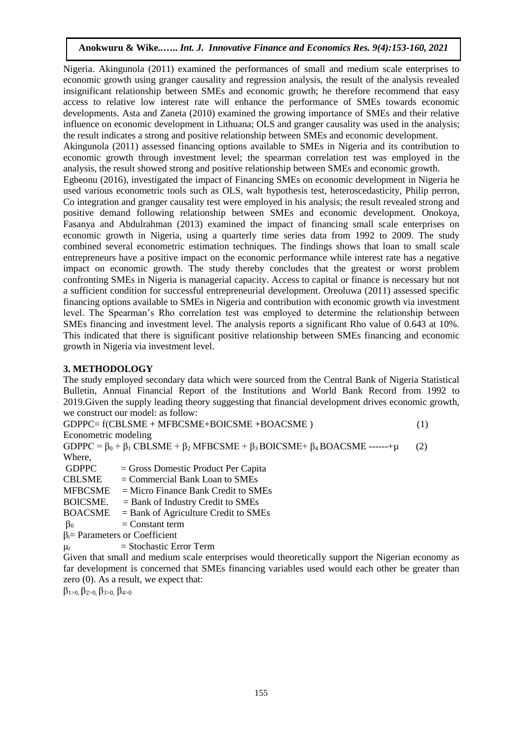Nigeria. Akingunola (2011) examined the performances of small and medium scale enterprises to economic growth using granger causality and regression analysis, the result of the analysis revealed insignificant relationship between SMEs and economic growth; he therefore recommend that easy access to relative low interest rate will enhance the performance of SMEs towards economic developments. Asta and Zaneta (2010) examined the growing importance of SMEs and their relative influence on economic development in Lithuana; OLS and granger causality was used in the analysis; the result indicates a strong and positive relationship between SMEs and economic development.

Akingunola (2011) assessed financing options available to SMEs in Nigeria and its contribution to economic growth through investment level; the spearman correlation test was employed in the analysis, the result showed strong and positive relationship between SMEs and economic growth.

Egbeonu (2016), investigated the impact of Financing SMEs on economic development in Nigeria he used various econometric tools such as OLS, walt hypothesis test, heteroscedasticity, Philip perron, Co integration and granger causality test were employed in his analysis; the result revealed strong and positive demand following relationship between SMEs and economic development. Onokoya, Fasanya and Abdulrahman (2013) examined the impact of financing small scale enterprises on economic growth in Nigeria, using a quarterly time series data from 1992 to 2009. The study combined several econometric estimation techniques. The findings shows that loan to small scale entrepreneurs have a positive impact on the economic performance while interest rate has a negative impact on economic growth. The study thereby concludes that the greatest or worst problem confronting SMEs in Nigeria is managerial capacity. Access to capital or finance is necessary but not a sufficient condition for successful entrepreneurial development. Oreoluwa (2011) assessed specific financing options available to SMEs in Nigeria and contribution with economic growth via investment level. The Spearman's Rho correlation test was employed to determine the relationship between SMEs financing and investment level. The analysis reports a significant Rho value of 0.643 at 10%. This indicated that there is significant positive relationship between SMEs financing and economic growth in Nigeria via investment level.

## 3. METHODOLOGY

The study employed secondary data which were sourced from the Central Bank of Nigeria Statistical Bulletin, Annual Financial Report of the Institutions and World Bank Record from 1992 to 2019.Given the supply leading theory suggesting that financial development drives economic growth, we construct our model: as follow:

GDPPC= f(CBLSME + MFBCSME+BOICSME +BOACSME ) (1)

Econometric modeling

$$GDPPC = \beta_0 + \beta_1 \, CBLSME + \beta_2 \, MFBCSME + \beta_3 \, BOICSME + \beta_4 \, BOACSME \text{ ------} + \mu \quad (2)$$

Where,

GDPPC = Gross Domestic Product Per Capita

CBLSME = Commercial Bank Loan to SMEs

MFBCSME = Micro Finance Bank Credit to SMEs

BOICSME. = Bank of Industry Credit to SMEs

BOACSME = Bank of Agriculture Credit to SMEs

$\beta_0$ = Constant term

$\beta_i$= Parameters or Coefficient

$\mu_t$ = Stochastic Error Term

Given that small and medium scale enterprises would theoretically support the Nigerian economy as far development is concerned that SMEs financing variables used would each other be greater than zero (0). As a result, we expect that:

$\beta_{1>0,}\ \beta_{2>0,}\ \beta_{3>0,}\ \beta_{4>0}$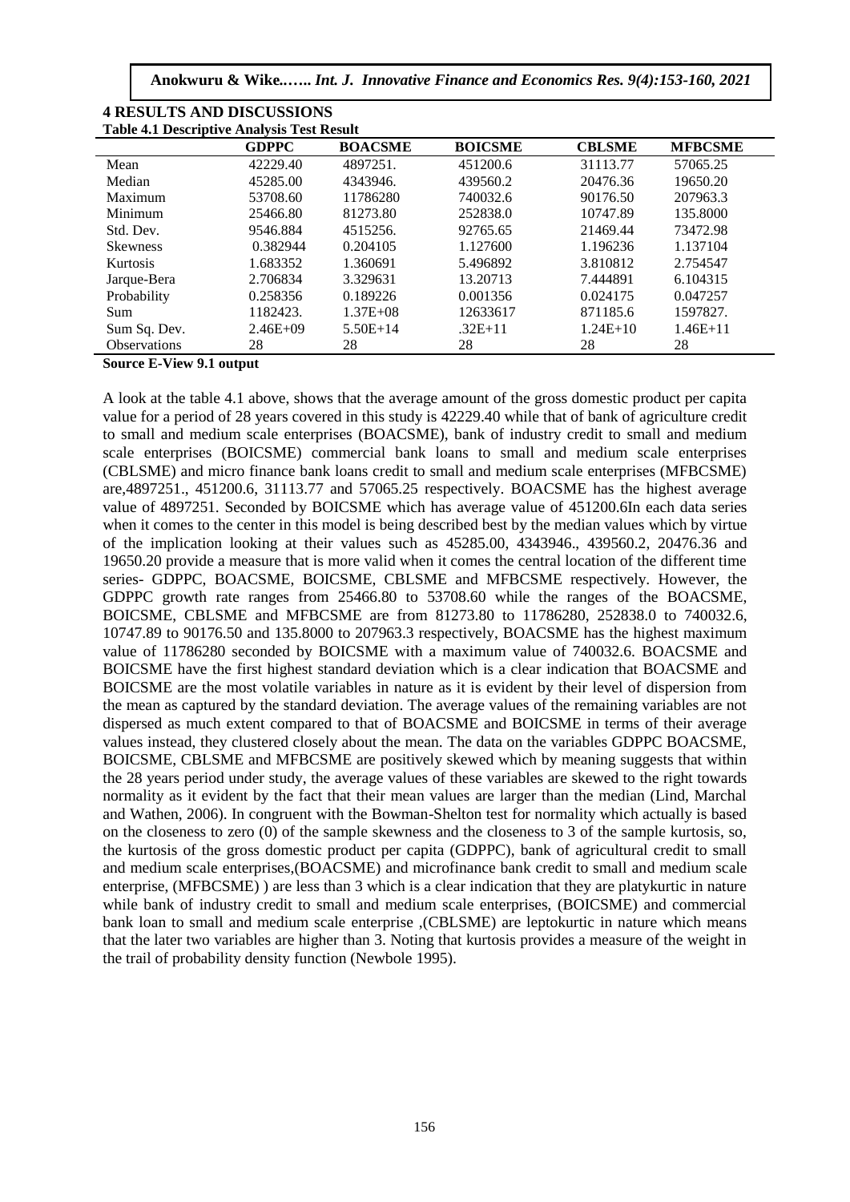## 4 RESULTS AND DISCUSSIONS

**Table 4.1 Descriptive Analysis Test Result**

| | GDPPC | BOACSME | BOICSME | CBLSME | MFBCSME |
|---|---|---|---|---|---|
| Mean | 42229.40 | 4897251. | 451200.6 | 31113.77 | 57065.25 |
| Median | 45285.00 | 4343946. | 439560.2 | 20476.36 | 19650.20 |
| Maximum | 53708.60 | 11786280 | 740032.6 | 90176.50 | 207963.3 |
| Minimum | 25466.80 | 81273.80 | 252838.0 | 10747.89 | 135.8000 |
| Std. Dev. | 9546.884 | 4515256. | 92765.65 | 21469.44 | 73472.98 |
| Skewness | 0.382944 | 0.204105 | 1.127600 | 1.196236 | 1.137104 |
| Kurtosis | 1.683352 | 1.360691 | 5.496892 | 3.810812 | 2.754547 |
| Jarque-Bera | 2.706834 | 3.329631 | 13.20713 | 7.444891 | 6.104315 |
| Probability | 0.258356 | 0.189226 | 0.001356 | 0.024175 | 0.047257 |
| Sum | 1182423. | 1.37E+08 | 12633617 | 871185.6 | 1597827. |
| Sum Sq. Dev. | 2.46E+09 | 5.50E+14 | .32E+11 | 1.24E+10 | 1.46E+11 |
| Observations | 28 | 28 | 28 | 28 | 28 |

**Source E-View 9.1 output**

A look at the table 4.1 above, shows that the average amount of the gross domestic product per capita value for a period of 28 years covered in this study is 42229.40 while that of bank of agriculture credit to small and medium scale enterprises (BOACSME), bank of industry credit to small and medium scale enterprises (BOICSME) commercial bank loans to small and medium scale enterprises (CBLSME) and micro finance bank loans credit to small and medium scale enterprises (MFBCSME) are,4897251., 451200.6, 31113.77 and 57065.25 respectively. BOACSME has the highest average value of 4897251. Seconded by BOICSME which has average value of 451200.6In each data series when it comes to the center in this model is being described best by the median values which by virtue of the implication looking at their values such as 45285.00, 4343946., 439560.2, 20476.36 and 19650.20 provide a measure that is more valid when it comes the central location of the different time series- GDPPC, BOACSME, BOICSME, CBLSME and MFBCSME respectively. However, the GDPPC growth rate ranges from 25466.80 to 53708.60 while the ranges of the BOACSME, BOICSME, CBLSME and MFBCSME are from 81273.80 to 11786280, 252838.0 to 740032.6, 10747.89 to 90176.50 and 135.8000 to 207963.3 respectively, BOACSME has the highest maximum value of 11786280 seconded by BOICSME with a maximum value of 740032.6. BOACSME and BOICSME have the first highest standard deviation which is a clear indication that BOACSME and BOICSME are the most volatile variables in nature as it is evident by their level of dispersion from the mean as captured by the standard deviation. The average values of the remaining variables are not dispersed as much extent compared to that of BOACSME and BOICSME in terms of their average values instead, they clustered closely about the mean. The data on the variables GDPPC BOACSME, BOICSME, CBLSME and MFBCSME are positively skewed which by meaning suggests that within the 28 years period under study, the average values of these variables are skewed to the right towards normality as it evident by the fact that their mean values are larger than the median (Lind, Marchal and Wathen, 2006). In congruent with the Bowman-Shelton test for normality which actually is based on the closeness to zero (0) of the sample skewness and the closeness to 3 of the sample kurtosis, so, the kurtosis of the gross domestic product per capita (GDPPC), bank of agricultural credit to small and medium scale enterprises,(BOACSME) and microfinance bank credit to small and medium scale enterprise, (MFBCSME) ) are less than 3 which is a clear indication that they are platykurtic in nature while bank of industry credit to small and medium scale enterprises, (BOICSME) and commercial bank loan to small and medium scale enterprise ,(CBLSME) are leptokurtic in nature which means that the later two variables are higher than 3. Noting that kurtosis provides a measure of the weight in the trail of probability density function (Newbole 1995).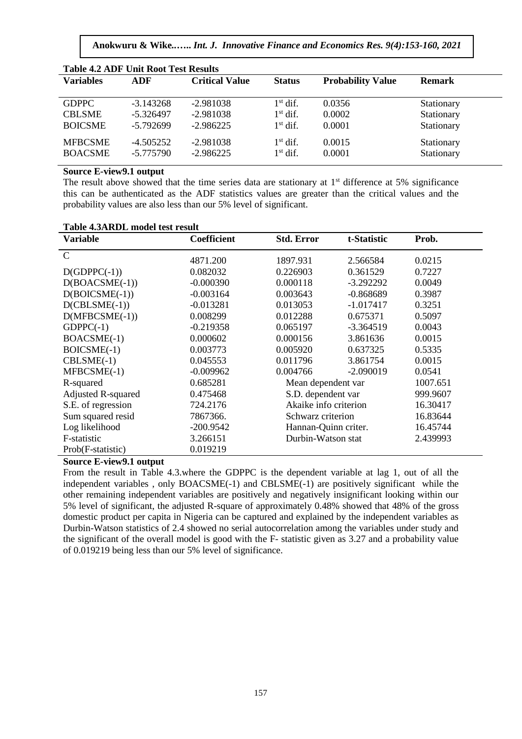**Table 4.2 ADF Unit Root Test Results**

| Variables | ADF | Critical Value | Status | Probability Value | Remark |
|---|---|---|---|---|---|
| GDPPC | -3.143268 | -2.981038 | 1st dif. | 0.0356 | Stationary |
| CBLSME | -5.326497 | -2.981038 | 1st dif. | 0.0002 | Stationary |
| BOICSME | -5.792699 | -2.986225 | 1st dif. | 0.0001 | Stationary |
| MFBCSME | -4.505252 | -2.981038 | 1st dif. | 0.0015 | Stationary |
| BOACSME | -5.775790 | -2.986225 | 1st dif. | 0.0001 | Stationary |

**Source E-view9.1 output**

The result above showed that the time series data are stationary at 1st difference at 5% significance this can be authenticated as the ADF statistics values are greater than the critical values and the probability values are also less than our 5% level of significant.

**Table 4.3ARDL model test result**

| Variable | Coefficient | Std. Error | t-Statistic | Prob. |
|---|---|---|---|---|
| C | 4871.200 | 1897.931 | 2.566584 | 0.0215 |
| D(GDPPC(-1)) | 0.082032 | 0.226903 | 0.361529 | 0.7227 |
| D(BOACSME(-1)) | -0.000390 | 0.000118 | -3.292292 | 0.0049 |
| D(BOICSME(-1)) | -0.003164 | 0.003643 | -0.868689 | 0.3987 |
| D(CBLSME(-1)) | -0.013281 | 0.013053 | -1.017417 | 0.3251 |
| D(MFBCSME(-1)) | 0.008299 | 0.012288 | 0.675371 | 0.5097 |
| GDPPC(-1) | -0.219358 | 0.065197 | -3.364519 | 0.0043 |
| BOACSME(-1) | 0.000602 | 0.000156 | 3.861636 | 0.0015 |
| BOICSME(-1) | 0.003773 | 0.005920 | 0.637325 | 0.5335 |
| CBLSME(-1) | 0.045553 | 0.011796 | 3.861754 | 0.0015 |
| MFBCSME(-1) | -0.009962 | 0.004766 | -2.090019 | 0.0541 |
| R-squared | 0.685281 | Mean dependent var | | 1007.651 |
| Adjusted R-squared | 0.475468 | S.D. dependent var | | 999.9607 |
| S.E. of regression | 724.2176 | Akaike info criterion | | 16.30417 |
| Sum squared resid | 7867366. | Schwarz criterion | | 16.83644 |
| Log likelihood | -200.9542 | Hannan-Quinn criter. | | 16.45744 |
| F-statistic | 3.266151 | Durbin-Watson stat | | 2.439993 |
| Prob(F-statistic) | 0.019219 | | | |

**Source E-view9.1 output**

From the result in Table 4.3.where the GDPPC is the dependent variable at lag 1, out of all the independent variables , only BOACSME(-1) and CBLSME(-1) are positively significant while the other remaining independent variables are positively and negatively insignificant looking within our 5% level of significant, the adjusted R-square of approximately 0.48% showed that 48% of the gross domestic product per capita in Nigeria can be captured and explained by the independent variables as Durbin-Watson statistics of 2.4 showed no serial autocorrelation among the variables under study and the significant of the overall model is good with the F- statistic given as 3.27 and a probability value of 0.019219 being less than our 5% level of significance.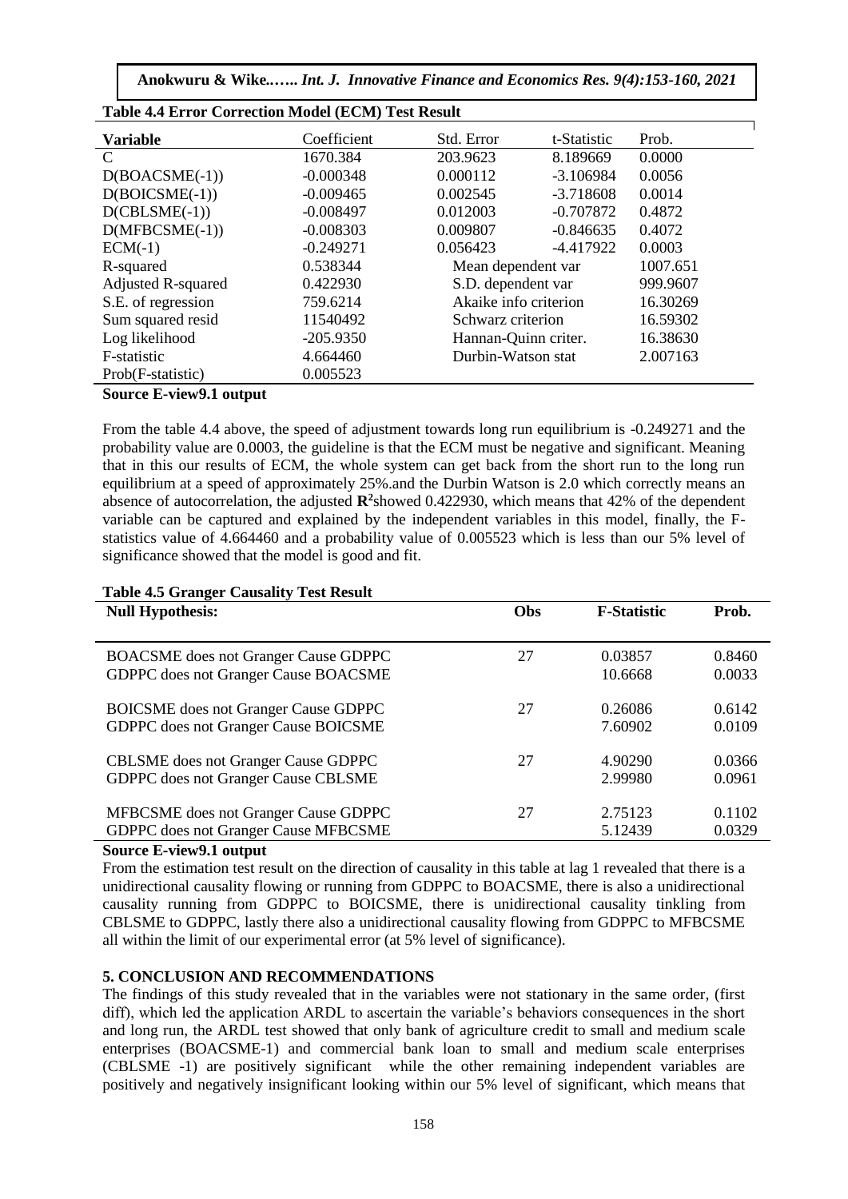**Table 4.4 Error Correction Model (ECM) Test Result**

| Variable | Coefficient | Std. Error | t-Statistic | Prob. |
|---|---|---|---|---|
| C | 1670.384 | 203.9623 | 8.189669 | 0.0000 |
| D(BOACSME(-1)) | -0.000348 | 0.000112 | -3.106984 | 0.0056 |
| D(BOICSME(-1)) | -0.009465 | 0.002545 | -3.718608 | 0.0014 |
| D(CBLSME(-1)) | -0.008497 | 0.012003 | -0.707872 | 0.4872 |
| D(MFBCSME(-1)) | -0.008303 | 0.009807 | -0.846635 | 0.4072 |
| ECM(-1) | -0.249271 | 0.056423 | -4.417922 | 0.0003 |
| R-squared | 0.538344 | Mean dependent var | | 1007.651 |
| Adjusted R-squared | 0.422930 | S.D. dependent var | | 999.9607 |
| S.E. of regression | 759.6214 | Akaike info criterion | | 16.30269 |
| Sum squared resid | 11540492 | Schwarz criterion | | 16.59302 |
| Log likelihood | -205.9350 | Hannan-Quinn criter. | | 16.38630 |
| F-statistic | 4.664460 | Durbin-Watson stat | | 2.007163 |
| Prob(F-statistic) | 0.005523 | | | |

**Source E-view9.1 output**

From the table 4.4 above, the speed of adjustment towards long run equilibrium is -0.249271 and the probability value are 0.0003, the guideline is that the ECM must be negative and significant. Meaning that in this our results of ECM, the whole system can get back from the short run to the long run equilibrium at a speed of approximately 25%.and the Durbin Watson is 2.0 which correctly means an absence of autocorrelation, the adjusted $\mathbf{R^2}$showed 0.422930, which means that 42% of the dependent variable can be captured and explained by the independent variables in this model, finally, the F-statistics value of 4.664460 and a probability value of 0.005523 which is less than our 5% level of significance showed that the model is good and fit.

**Table 4.5 Granger Causality Test Result**

| Null Hypothesis: | Obs | F-Statistic | Prob. |
|---|---|---|---|
| BOACSME does not Granger Cause GDPPC | 27 | 0.03857 | 0.8460 |
| GDPPC does not Granger Cause BOACSME | | 10.6668 | 0.0033 |
| BOICSME does not Granger Cause GDPPC | 27 | 0.26086 | 0.6142 |
| GDPPC does not Granger Cause BOICSME | | 7.60902 | 0.0109 |
| CBLSME does not Granger Cause GDPPC | 27 | 4.90290 | 0.0366 |
| GDPPC does not Granger Cause CBLSME | | 2.99980 | 0.0961 |
| MFBCSME does not Granger Cause GDPPC | 27 | 2.75123 | 0.1102 |
| GDPPC does not Granger Cause MFBCSME | | 5.12439 | 0.0329 |

**Source E-view9.1 output**

From the estimation test result on the direction of causality in this table at lag 1 revealed that there is a unidirectional causality flowing or running from GDPPC to BOACSME, there is also a unidirectional causality running from GDPPC to BOICSME, there is unidirectional causality tinkling from CBLSME to GDPPC, lastly there also a unidirectional causality flowing from GDPPC to MFBCSME all within the limit of our experimental error (at 5% level of significance).

## 5. CONCLUSION AND RECOMMENDATIONS

The findings of this study revealed that in the variables were not stationary in the same order, (first diff), which led the application ARDL to ascertain the variable's behaviors consequences in the short and long run, the ARDL test showed that only bank of agriculture credit to small and medium scale enterprises (BOACSME-1) and commercial bank loan to small and medium scale enterprises (CBLSME -1) are positively significant while the other remaining independent variables are positively and negatively insignificant looking within our 5% level of significant, which means that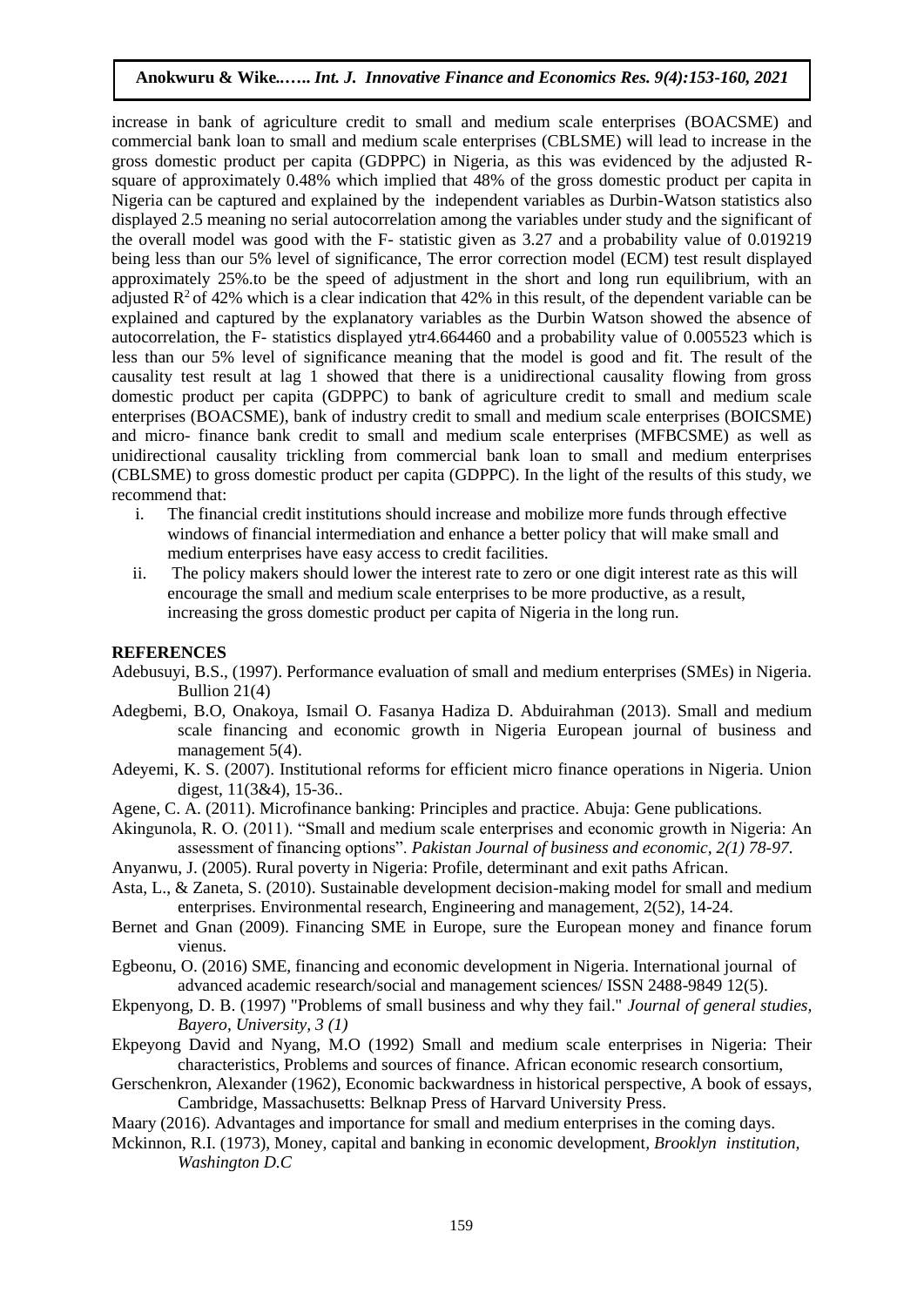increase in bank of agriculture credit to small and medium scale enterprises (BOACSME) and commercial bank loan to small and medium scale enterprises (CBLSME) will lead to increase in the gross domestic product per capita (GDPPC) in Nigeria, as this was evidenced by the adjusted R-square of approximately 0.48% which implied that 48% of the gross domestic product per capita in Nigeria can be captured and explained by the independent variables as Durbin-Watson statistics also displayed 2.5 meaning no serial autocorrelation among the variables under study and the significant of the overall model was good with the F- statistic given as 3.27 and a probability value of 0.019219 being less than our 5% level of significance, The error correction model (ECM) test result displayed approximately 25%.to be the speed of adjustment in the short and long run equilibrium, with an adjusted $R^2$ of 42% which is a clear indication that 42% in this result, of the dependent variable can be explained and captured by the explanatory variables as the Durbin Watson showed the absence of autocorrelation, the F- statistics displayed ytr4.664460 and a probability value of 0.005523 which is less than our 5% level of significance meaning that the model is good and fit. The result of the causality test result at lag 1 showed that there is a unidirectional causality flowing from gross domestic product per capita (GDPPC) to bank of agriculture credit to small and medium scale enterprises (BOACSME), bank of industry credit to small and medium scale enterprises (BOICSME) and micro- finance bank credit to small and medium scale enterprises (MFBCSME) as well as unidirectional causality trickling from commercial bank loan to small and medium enterprises (CBLSME) to gross domestic product per capita (GDPPC). In the light of the results of this study, we recommend that:

i. The financial credit institutions should increase and mobilize more funds through effective windows of financial intermediation and enhance a better policy that will make small and medium enterprises have easy access to credit facilities.
ii. The policy makers should lower the interest rate to zero or one digit interest rate as this will encourage the small and medium scale enterprises to be more productive, as a result, increasing the gross domestic product per capita of Nigeria in the long run.

## REFERENCES

Adebusuyi, B.S., (1997). Performance evaluation of small and medium enterprises (SMEs) in Nigeria. Bullion 21(4)

Adegbemi, B.O, Onakoya, Ismail O. Fasanya Hadiza D. Abduirahman (2013). Small and medium scale financing and economic growth in Nigeria European journal of business and management 5(4).

Adeyemi, K. S. (2007). Institutional reforms for efficient micro finance operations in Nigeria. Union digest, 11(3&4), 15-36..

Agene, C. A. (2011). Microfinance banking: Principles and practice. Abuja: Gene publications.

Akingunola, R. O. (2011). "Small and medium scale enterprises and economic growth in Nigeria: An assessment of financing options". *Pakistan Journal of business and economic, 2(1) 78-97.*

Anyanwu, J. (2005). Rural poverty in Nigeria: Profile, determinant and exit paths African.

Asta, L., & Zaneta, S. (2010). Sustainable development decision-making model for small and medium enterprises. Environmental research, Engineering and management, 2(52), 14-24.

Bernet and Gnan (2009). Financing SME in Europe, sure the European money and finance forum vienus.

Egbeonu, O. (2016) SME, financing and economic development in Nigeria. International journal of advanced academic research/social and management sciences/ ISSN 2488-9849 12(5).

Ekpenyong, D. B. (1997) "Problems of small business and why they fail." *Journal of general studies, Bayero, University, 3 (1)*

Ekpeyong David and Nyang, M.O (1992) Small and medium scale enterprises in Nigeria: Their characteristics, Problems and sources of finance. African economic research consortium,

Gerschenkron, Alexander (1962), Economic backwardness in historical perspective, A book of essays, Cambridge, Massachusetts: Belknap Press of Harvard University Press.

Maary (2016). Advantages and importance for small and medium enterprises in the coming days.

Mckinnon, R.I. (1973), Money, capital and banking in economic development, *Brooklyn institution, Washington D.C*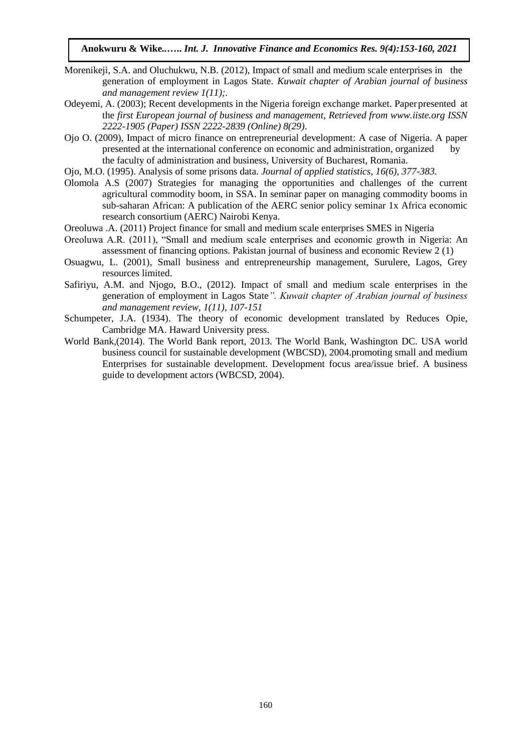Morenikeji, S.A. and Oluchukwu, N.B. (2012), Impact of small and medium scale enterprises in the generation of employment in Lagos State. *Kuwait chapter of Arabian journal of business and management review 1(11);.*

Odeyemi, A. (2003); Recent developments in the Nigeria foreign exchange market. Paper presented at the *first European journal of business and management, Retrieved from www.iiste.org ISSN 2222-1905 (Paper) ISSN 2222-2839 (Online) 8(29).*

Ojo O. (2009), Impact of micro finance on entrepreneurial development: A case of Nigeria. A paper presented at the international conference on economic and administration, organized by the faculty of administration and business, University of Bucharest, Romania.

Ojo, M.O. (1995). Analysis of some prisons data. *Journal of applied statistics, 16(6), 377-383.*

Olomola A.S (2007) Strategies for managing the opportunities and challenges of the current agricultural commodity boom, in SSA. In seminar paper on managing commodity booms in sub-saharan African: A publication of the AERC senior policy seminar 1x Africa economic research consortium (AERC) Nairobi Kenya.

Oreoluwa .A. (2011) Project finance for small and medium scale enterprises SMES in Nigeria

Oreoluwa A.R. (2011), "Small and medium scale enterprises and economic growth in Nigeria: An assessment of financing options. Pakistan journal of business and economic Review 2 (1)

Osuagwu, L. (2001), Small business and entrepreneurship management, Surulere, Lagos, Grey resources limited.

Safiriyu, A.M. and Njogo, B.O., (2012). Impact of small and medium scale enterprises in the generation of employment in Lagos State*". Kuwait chapter of Arabian journal of business and management review, 1(11), 107-151*

Schumpeter, J.A. (1934). The theory of economic development translated by Reduces Opie, Cambridge MA. Haward University press.

World Bank,(2014). The World Bank report, 2013. The World Bank, Washington DC. USA world business council for sustainable development (WBCSD), 2004.promoting small and medium Enterprises for sustainable development. Development focus area/issue brief. A business guide to development actors (WBCSD, 2004).